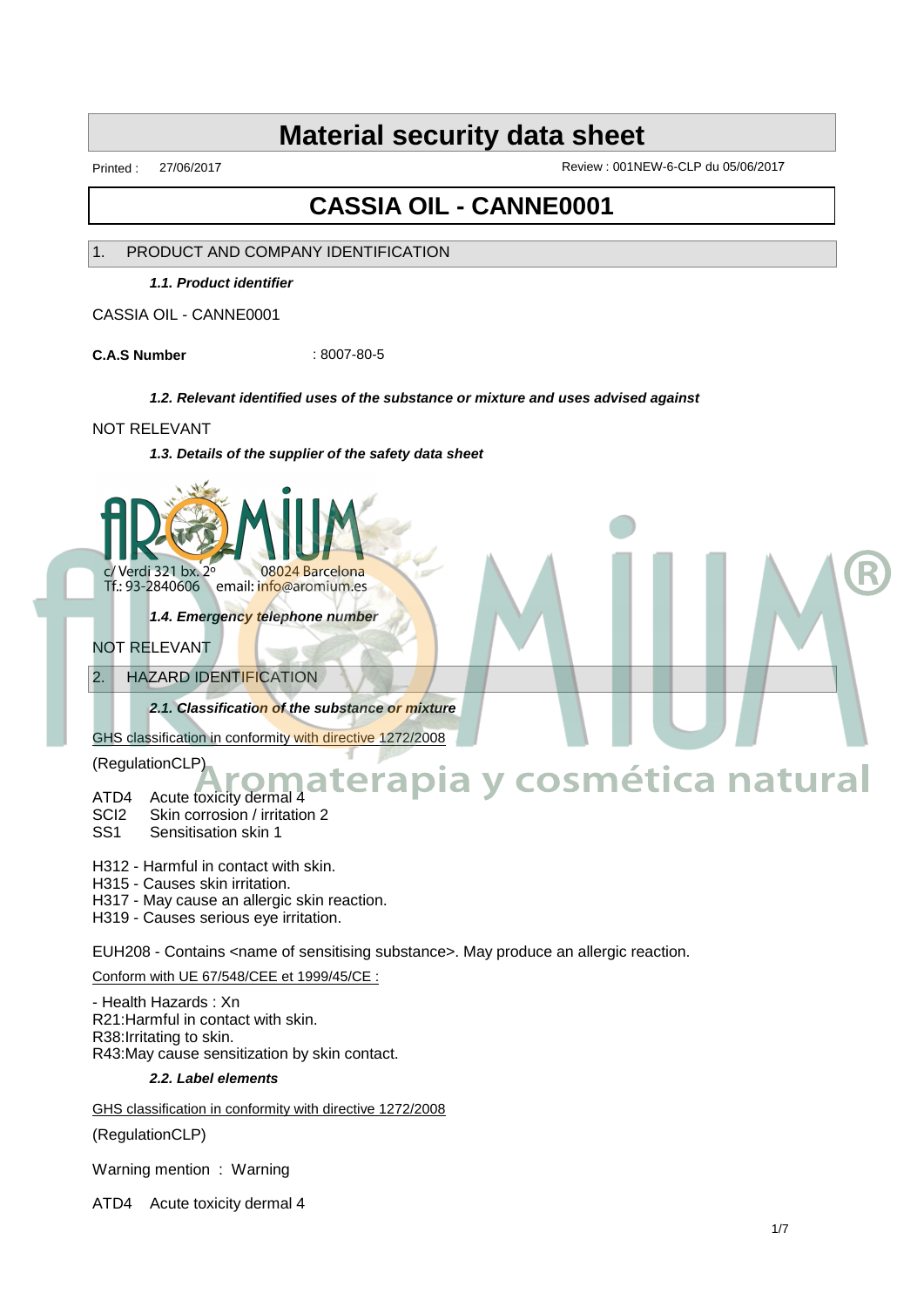# Material security data sheet

Printed : 27/06/2017 Review : 001NEW-6-CLP du 05/06/2017

# CASSIA OIL - CANNE0001

## 1. PRODUCT AND COMPANY IDENTIFICATION

***1.1. Product identifier***

CASSIA OIL - CANNE0001

**C.A.S Number** : 8007-80-5

***1.2. Relevant identified uses of the substance or mixture and uses advised against***

NOT RELEVANT

***1.3. Details of the supplier of the safety data sheet***

AROMIUM
c/ Verdi 321 bx. 2º 08024 Barcelona
Tf.: 93-2840606 email: info@aromium.es

Aromaterapia y cosmética natural

***1.4. Emergency telephone number***

NOT RELEVANT

## 2. HAZARD IDENTIFICATION

***2.1. Classification of the substance or mixture***

GHS classification in conformity with directive 1272/2008

(RegulationCLP)

ATD4 Acute toxicity dermal 4
SCI2 Skin corrosion / irritation 2
SS1 Sensitisation skin 1

H312 - Harmful in contact with skin.
H315 - Causes skin irritation.
H317 - May cause an allergic skin reaction.
H319 - Causes serious eye irritation.

EUH208 - Contains <name of sensitising substance>. May produce an allergic reaction.

Conform with UE 67/548/CEE et 1999/45/CE :

- Health Hazards : Xn

R21:Harmful in contact with skin.
R38:Irritating to skin.
R43:May cause sensitization by skin contact.

***2.2. Label elements***

GHS classification in conformity with directive 1272/2008

(RegulationCLP)

Warning mention : Warning

ATD4 Acute toxicity dermal 4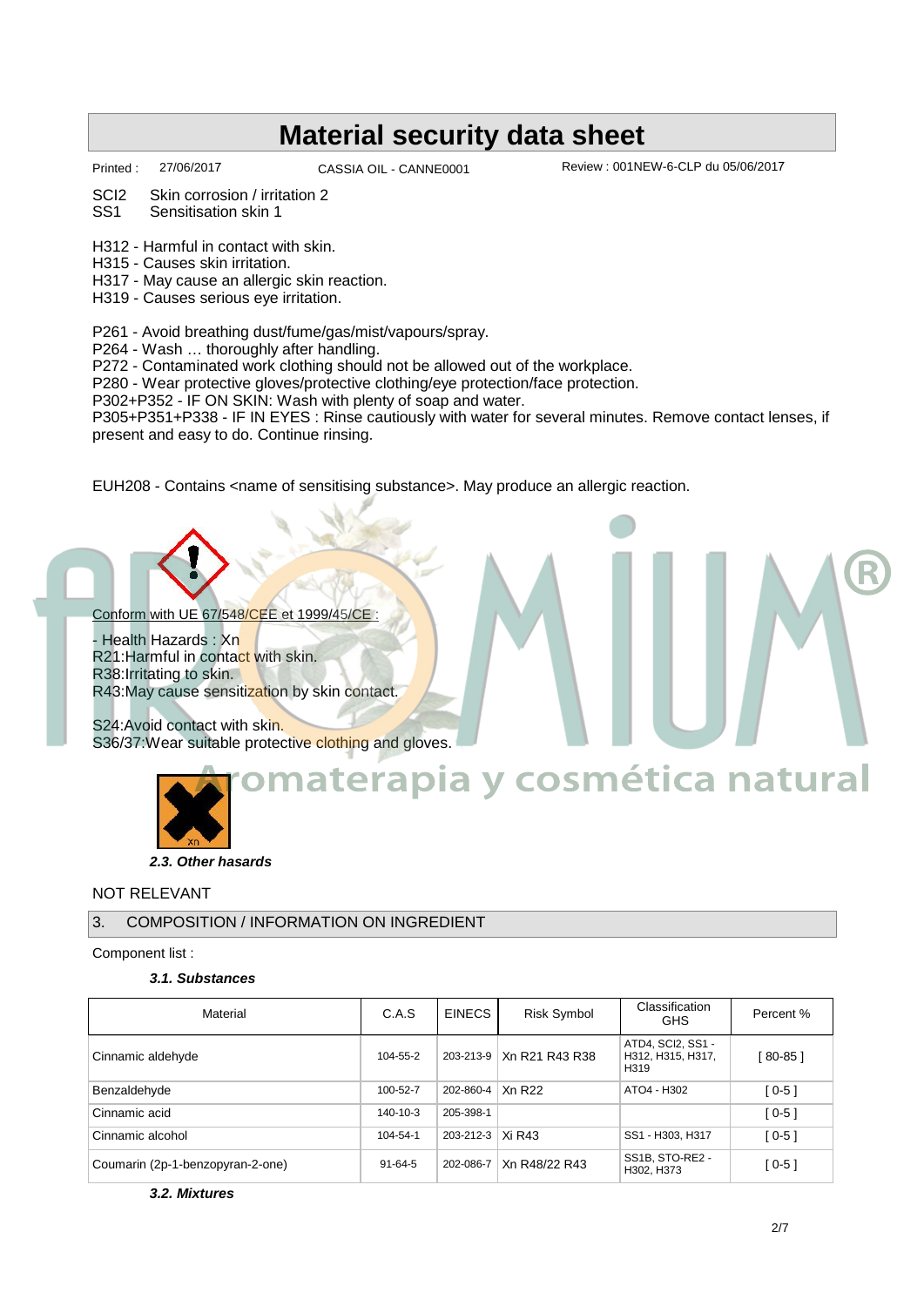# Material security data sheet

Printed : 27/06/2017 CASSIA OIL - CANNE0001 Review : 001NEW-6-CLP du 05/06/2017

SCI2 Skin corrosion / irritation 2
SS1 Sensitisation skin 1

H312 - Harmful in contact with skin.
H315 - Causes skin irritation.
H317 - May cause an allergic skin reaction.
H319 - Causes serious eye irritation.

P261 - Avoid breathing dust/fume/gas/mist/vapours/spray.
P264 - Wash … thoroughly after handling.
P272 - Contaminated work clothing should not be allowed out of the workplace.
P280 - Wear protective gloves/protective clothing/eye protection/face protection.
P302+P352 - IF ON SKIN: Wash with plenty of soap and water.
P305+P351+P338 - IF IN EYES : Rinse cautiously with water for several minutes. Remove contact lenses, if present and easy to do. Continue rinsing.

EUH208 - Contains <name of sensitising substance>. May produce an allergic reaction.

Conform with UE 67/548/CEE et 1999/45/CE :

- Health Hazards : Xn
R21:Harmful in contact with skin.
R38:Irritating to skin.
R43:May cause sensitization by skin contact.

S24:Avoid contact with skin.
S36/37:Wear suitable protective clothing and gloves.

### *2.3. Other hasards*

NOT RELEVANT

## 3. COMPOSITION / INFORMATION ON INGREDIENT

Component list :

### *3.1. Substances*

| Material | C.A.S | EINECS | Risk Symbol | Classification GHS | Percent % |
|---|---|---|---|---|---|
| Cinnamic aldehyde | 104-55-2 | 203-213-9 | Xn R21 R43 R38 | ATD4, SCI2, SS1 - H312, H315, H317, H319 | [ 80-85 ] |
| Benzaldehyde | 100-52-7 | 202-860-4 | Xn R22 | ATO4 - H302 | [ 0-5 ] |
| Cinnamic acid | 140-10-3 | 205-398-1 | | | [ 0-5 ] |
| Cinnamic alcohol | 104-54-1 | 203-212-3 | Xi R43 | SS1 - H303, H317 | [ 0-5 ] |
| Coumarin (2p-1-benzopyran-2-one) | 91-64-5 | 202-086-7 | Xn R48/22 R43 | SS1B, STO-RE2 - H302, H373 | [ 0-5 ] |

### *3.2. Mixtures*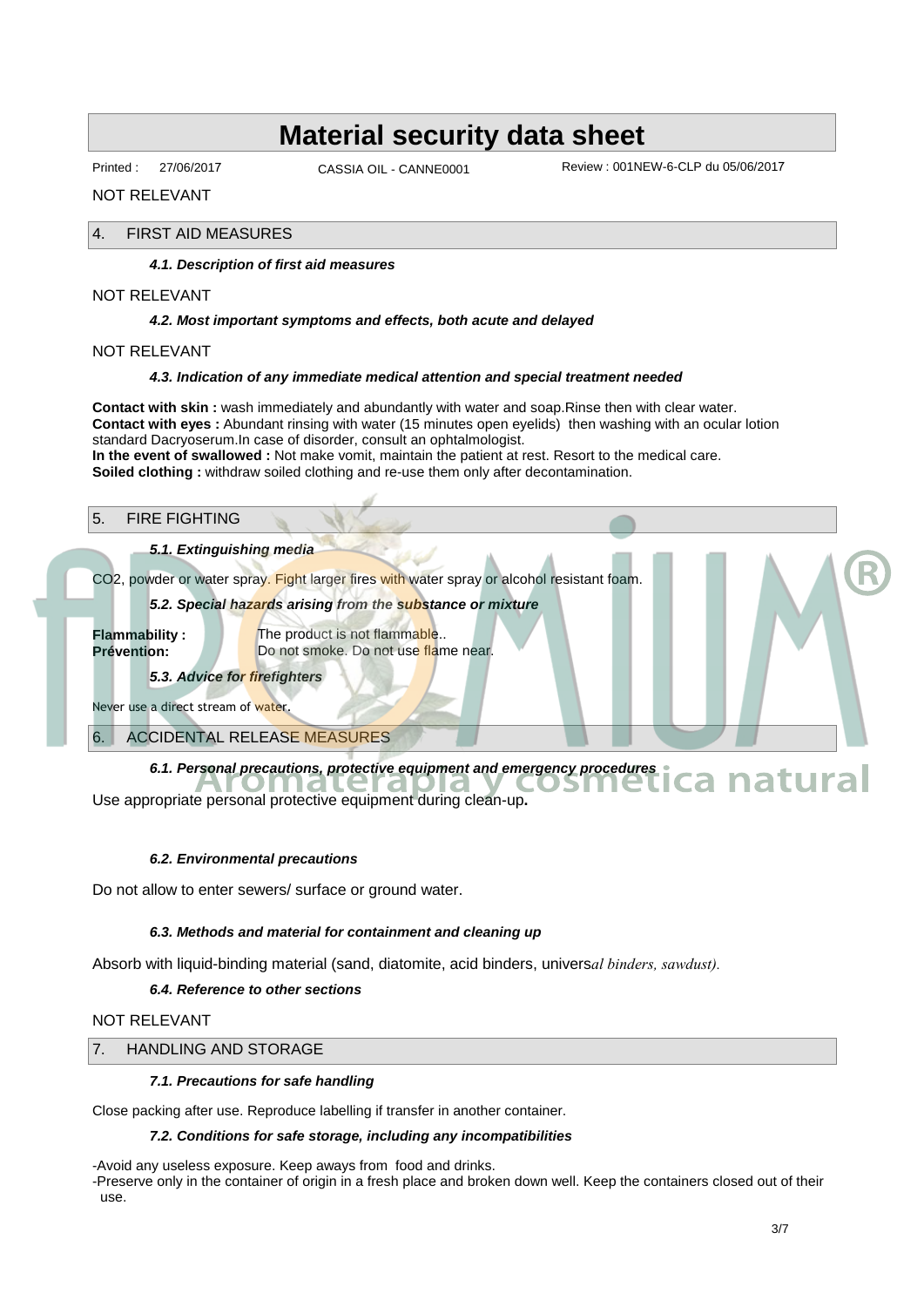# Material security data sheet

Printed : 27/06/2017 CASSIA OIL - CANNE0001 Review : 001NEW-6-CLP du 05/06/2017

NOT RELEVANT

## 4. FIRST AID MEASURES

### *4.1. Description of first aid measures*

NOT RELEVANT

### *4.2. Most important symptoms and effects, both acute and delayed*

NOT RELEVANT

### *4.3. Indication of any immediate medical attention and special treatment needed*

**Contact with skin :** wash immediately and abundantly with water and soap.Rinse then with clear water.
**Contact with eyes :** Abundant rinsing with water (15 minutes open eyelids) then washing with an ocular lotion standard Dacryoserum.In case of disorder, consult an ophtalmologist.
**In the event of swallowed :** Not make vomit, maintain the patient at rest. Resort to the medical care.
**Soiled clothing :** withdraw soiled clothing and re-use them only after decontamination.

## 5. FIRE FIGHTING

### *5.1. Extinguishing media*

$CO_2$, powder or water spray. Fight larger fires with water spray or alcohol resistant foam.

### *5.2. Special hazards arising from the substance or mixture*

**Flammability :** The product is not flammable..
**Prévention:** Do not smoke. Do not use flame near.

### *5.3. Advice for firefighters*

Never use a direct stream of water.

## 6. ACCIDENTAL RELEASE MEASURES

### *6.1. Personal precautions, protective equipment and emergency procedures*

Use appropriate personal protective equipment during clean-up**.**

### *6.2. Environmental precautions*

Do not allow to enter sewers/ surface or ground water.

### *6.3. Methods and material for containment and cleaning up*

Absorb with liquid-binding material (sand, diatomite, acid binders, univers*al binders, sawdust).*

### *6.4. Reference to other sections*

NOT RELEVANT

## 7. HANDLING AND STORAGE

### *7.1. Precautions for safe handling*

Close packing after use. Reproduce labelling if transfer in another container.

### *7.2. Conditions for safe storage, including any incompatibilities*

-Avoid any useless exposure. Keep aways from food and drinks.
-Preserve only in the container of origin in a fresh place and broken down well. Keep the containers closed out of their use.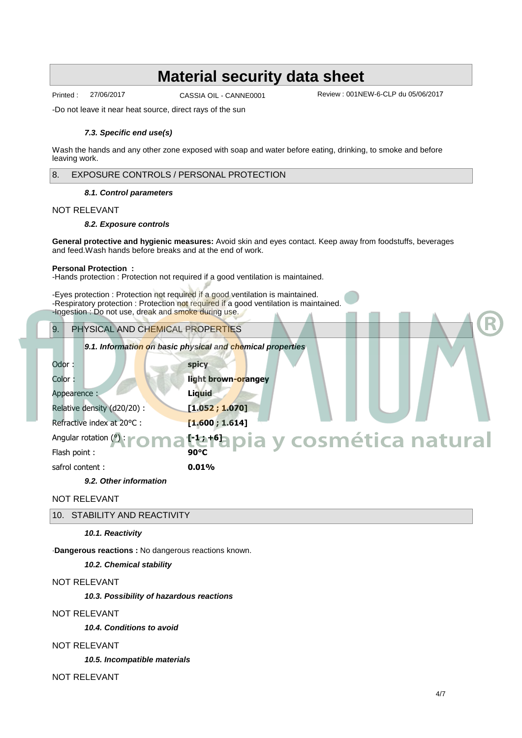-Do not leave it near heat source, direct rays of the sun

#### *7.3. Specific end use(s)*

Wash the hands and any other zone exposed with soap and water before eating, drinking, to smoke and before leaving work.

## 8. EXPOSURE CONTROLS / PERSONAL PROTECTION

#### *8.1. Control parameters*

NOT RELEVANT

#### *8.2. Exposure controls*

**General protective and hygienic measures:** Avoid skin and eyes contact. Keep away from foodstuffs, beverages and feed.Wash hands before breaks and at the end of work.

**Personal Protection :**
-Hands protection : Protection not required if a good ventilation is maintained.

-Eyes protection : Protection not required if a good ventilation is maintained.
-Respiratory protection : Protection not required if a good ventilation is maintained.
-Ingestion : Do not use, dreak and smoke during use.

## 9. PHYSICAL AND CHEMICAL PROPERTIES

#### *9.1. Information on basic physical and chemical properties*

| | |
|---|---|
| Odor : | **spicy** |
| Color : | **light brown-orangey** |
| Appearence : | **Liquid** |
| Relative density (d20/20) : | **[1.052 ; 1.070]** |
| Refractive index at 20°C : | **[1.600 ; 1.614]** |
| Angular rotation (°) : | **[-1 ; +6]** |
| Flash point : | **90°C** |
| safrol content : | **0.01%** |

#### *9.2. Other information*

NOT RELEVANT

## 10. STABILITY AND REACTIVITY

#### *10.1. Reactivity*

·**Dangerous reactions :** No dangerous reactions known.

#### *10.2. Chemical stability*

NOT RELEVANT

#### *10.3. Possibility of hazardous reactions*

NOT RELEVANT

#### *10.4. Conditions to avoid*

NOT RELEVANT

#### *10.5. Incompatible materials*

NOT RELEVANT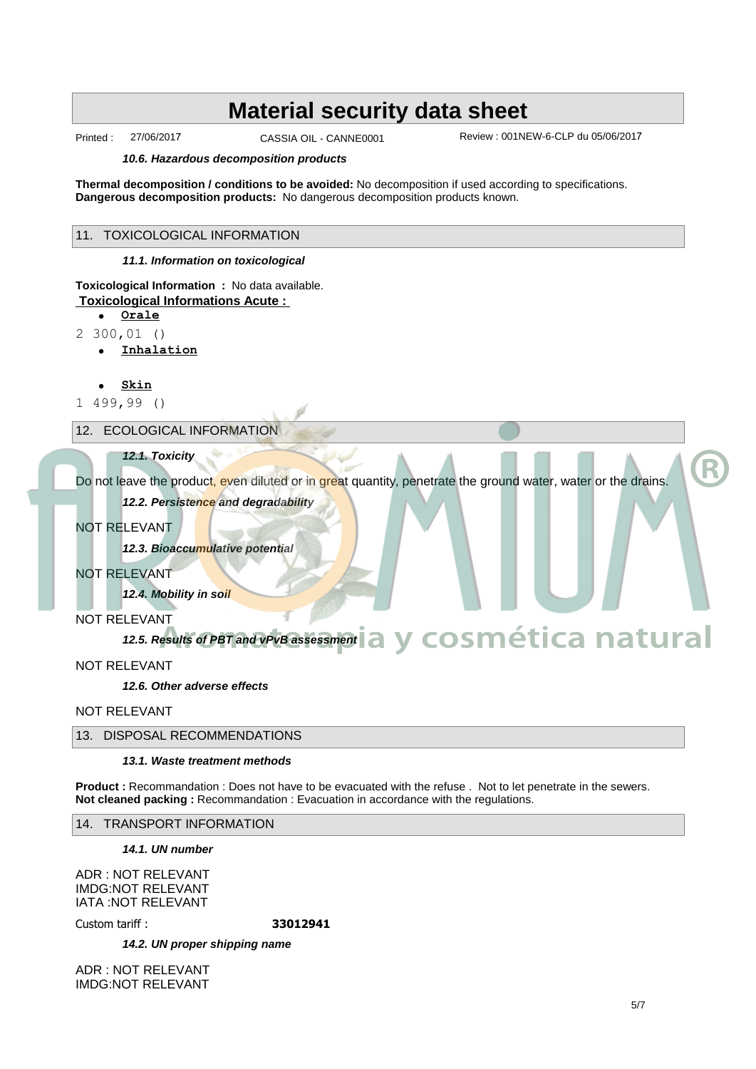#### 10.6. Hazardous decomposition products

**Thermal decomposition / conditions to be avoided:** No decomposition if used according to specifications.
**Dangerous decomposition products:** No dangerous decomposition products known.

## 11. TOXICOLOGICAL INFORMATION

#### 11.1. Information on toxicological

**Toxicological Information :** No data available.

**Toxicological Informations Acute :**

- **Orale**

2 300,01 ()

- **Inhalation**

- **Skin**

1 499,99 ()

## 12. ECOLOGICAL INFORMATION

#### 12.1. Toxicity

Do not leave the product, even diluted or in great quantity, penetrate the ground water, water or the drains.

#### 12.2. Persistence and degradability

NOT RELEVANT

#### 12.3. Bioaccumulative potential

NOT RELEVANT

#### 12.4. Mobility in soil

NOT RELEVANT

#### 12.5. Results of PBT and vPvB assessment

NOT RELEVANT

#### 12.6. Other adverse effects

NOT RELEVANT

## 13. DISPOSAL RECOMMENDATIONS

#### 13.1. Waste treatment methods

**Product :** Recommandation : Does not have to be evacuated with the refuse . Not to let penetrate in the sewers.
**Not cleaned packing :** Recommandation : Evacuation in accordance with the regulations.

## 14. TRANSPORT INFORMATION

#### 14.1. UN number

ADR : NOT RELEVANT
IMDG:NOT RELEVANT
IATA :NOT RELEVANT

Custom tariff : **33012941**

#### 14.2. UN proper shipping name

ADR : NOT RELEVANT
IMDG:NOT RELEVANT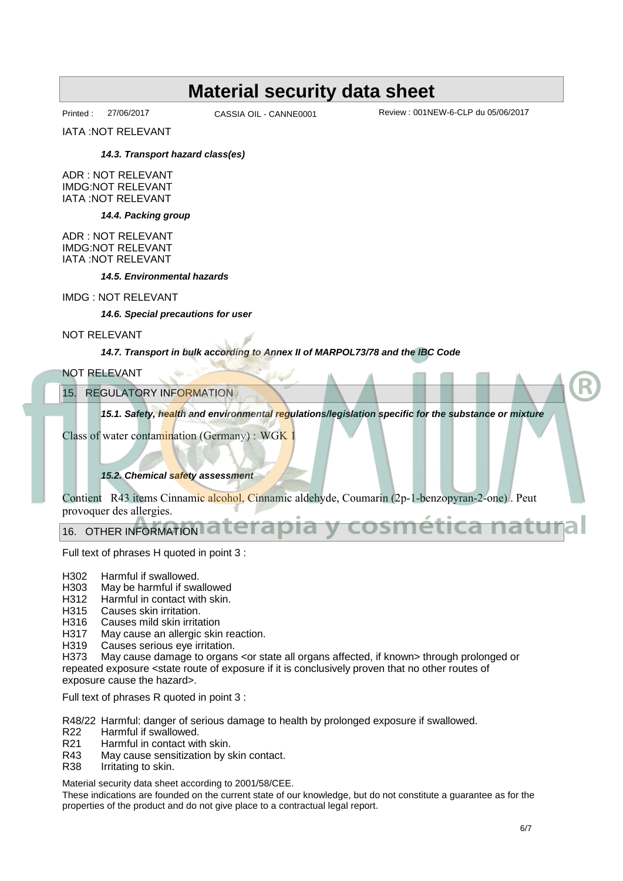IATA :NOT RELEVANT

*14.3. Transport hazard class(es)*

ADR : NOT RELEVANT
IMDG:NOT RELEVANT
IATA :NOT RELEVANT

*14.4. Packing group*

ADR : NOT RELEVANT
IMDG:NOT RELEVANT
IATA :NOT RELEVANT

*14.5. Environmental hazards*

IMDG : NOT RELEVANT

*14.6. Special precautions for user*

NOT RELEVANT

*14.7. Transport in bulk according to Annex II of MARPOL73/78 and the IBC Code*

NOT RELEVANT

## 15. REGULATORY INFORMATION

*15.1. Safety, health and environmental regulations/legislation specific for the substance or mixture*

Class of water contamination (Germany) : WGK 1

*15.2. Chemical safety assessment*

Contient R43 items Cinnamic alcohol, Cinnamic aldehyde, Coumarin (2p-1-benzopyran-2-one) . Peut provoquer des allergies.

## 16. OTHER INFORMATION

Full text of phrases H quoted in point 3 :

H302 Harmful if swallowed.
H303 May be harmful if swallowed
H312 Harmful in contact with skin.
H315 Causes skin irritation.
H316 Causes mild skin irritation
H317 May cause an allergic skin reaction.
H319 Causes serious eye irritation.
H373 May cause damage to organs <or state all organs affected, if known> through prolonged or repeated exposure <state route of exposure if it is conclusively proven that no other routes of exposure cause the hazard>.

Full text of phrases R quoted in point 3 :

R48/22 Harmful: danger of serious damage to health by prolonged exposure if swallowed.
R22 Harmful if swallowed.
R21 Harmful in contact with skin.
R43 May cause sensitization by skin contact.
R38 Irritating to skin.

Material security data sheet according to 2001/58/CEE.

These indications are founded on the current state of our knowledge, but do not constitute a guarantee as for the properties of the product and do not give place to a contractual legal report.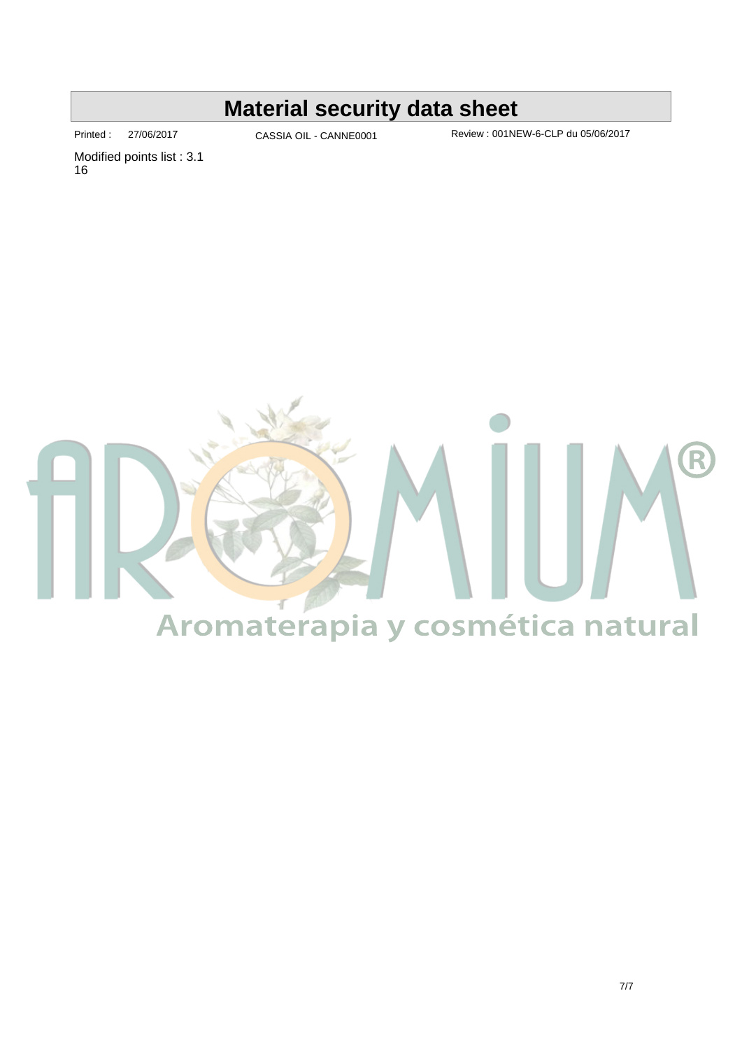Modified points list : 3.1
16